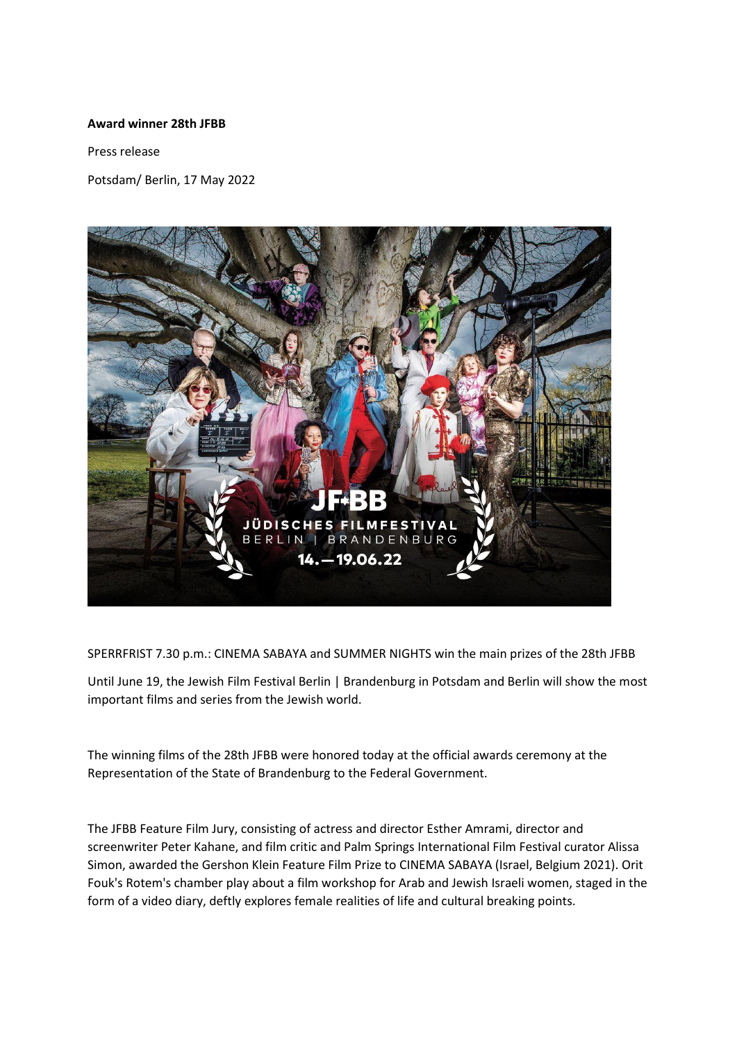**Award winner 28th JFBB**

Press release

Potsdam/ Berlin, 17 May 2022

SPERRFRIST 7.30 p.m.: CINEMA SABAYA and SUMMER NIGHTS win the main prizes of the 28th JFBB

Until June 19, the Jewish Film Festival Berlin | Brandenburg in Potsdam and Berlin will show the most important films and series from the Jewish world.

The winning films of the 28th JFBB were honored today at the official awards ceremony at the Representation of the State of Brandenburg to the Federal Government.

The JFBB Feature Film Jury, consisting of actress and director Esther Amrami, director and screenwriter Peter Kahane, and film critic and Palm Springs International Film Festival curator Alissa Simon, awarded the Gershon Klein Feature Film Prize to CINEMA SABAYA (Israel, Belgium 2021). Orit Fouk's Rotem's chamber play about a film workshop for Arab and Jewish Israeli women, staged in the form of a video diary, deftly explores female realities of life and cultural breaking points.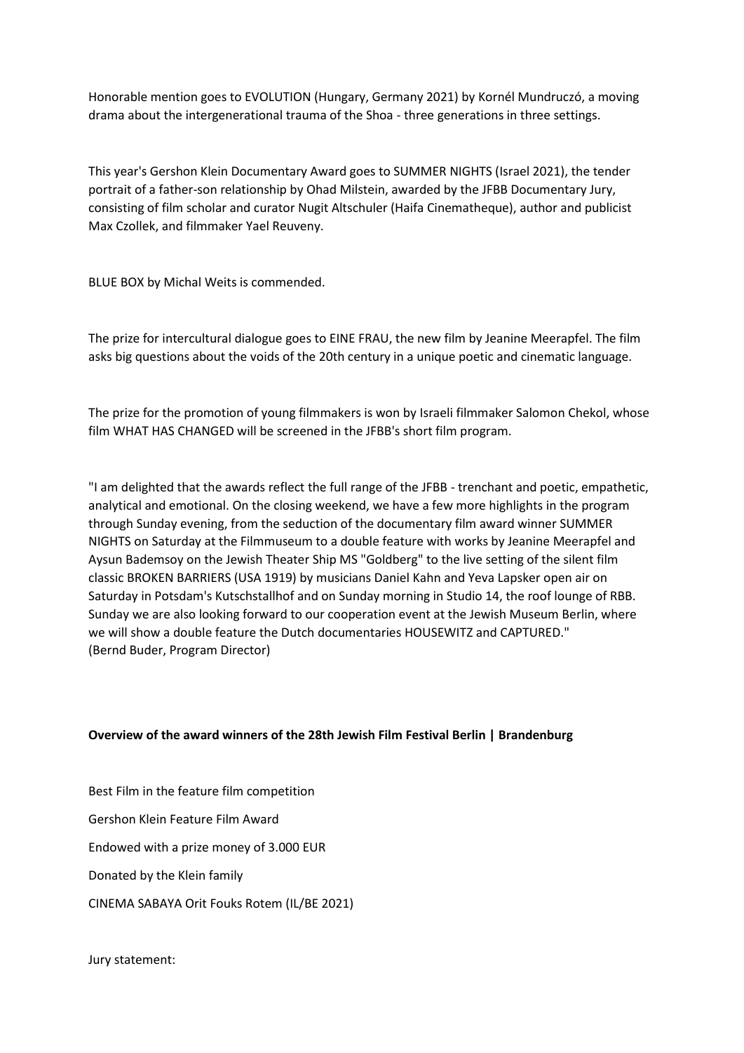Honorable mention goes to EVOLUTION (Hungary, Germany 2021) by Kornél Mundruczó, a moving drama about the intergenerational trauma of the Shoa - three generations in three settings.

This year's Gershon Klein Documentary Award goes to SUMMER NIGHTS (Israel 2021), the tender portrait of a father-son relationship by Ohad Milstein, awarded by the JFBB Documentary Jury, consisting of film scholar and curator Nugit Altschuler (Haifa Cinematheque), author and publicist Max Czollek, and filmmaker Yael Reuveny.

BLUE BOX by Michal Weits is commended.

The prize for intercultural dialogue goes to EINE FRAU, the new film by Jeanine Meerapfel. The film asks big questions about the voids of the 20th century in a unique poetic and cinematic language.

The prize for the promotion of young filmmakers is won by Israeli filmmaker Salomon Chekol, whose film WHAT HAS CHANGED will be screened in the JFBB's short film program.

"I am delighted that the awards reflect the full range of the JFBB - trenchant and poetic, empathetic, analytical and emotional. On the closing weekend, we have a few more highlights in the program through Sunday evening, from the seduction of the documentary film award winner SUMMER NIGHTS on Saturday at the Filmmuseum to a double feature with works by Jeanine Meerapfel and Aysun Bademsoy on the Jewish Theater Ship MS "Goldberg" to the live setting of the silent film classic BROKEN BARRIERS (USA 1919) by musicians Daniel Kahn and Yeva Lapsker open air on Saturday in Potsdam's Kutschstallhof and on Sunday morning in Studio 14, the roof lounge of RBB. Sunday we are also looking forward to our cooperation event at the Jewish Museum Berlin, where we will show a double feature the Dutch documentaries HOUSEWITZ and CAPTURED."
(Bernd Buder, Program Director)

**Overview of the award winners of the 28th Jewish Film Festival Berlin | Brandenburg**

Best Film in the feature film competition

Gershon Klein Feature Film Award

Endowed with a prize money of 3.000 EUR

Donated by the Klein family

CINEMA SABAYA Orit Fouks Rotem (IL/BE 2021)

Jury statement: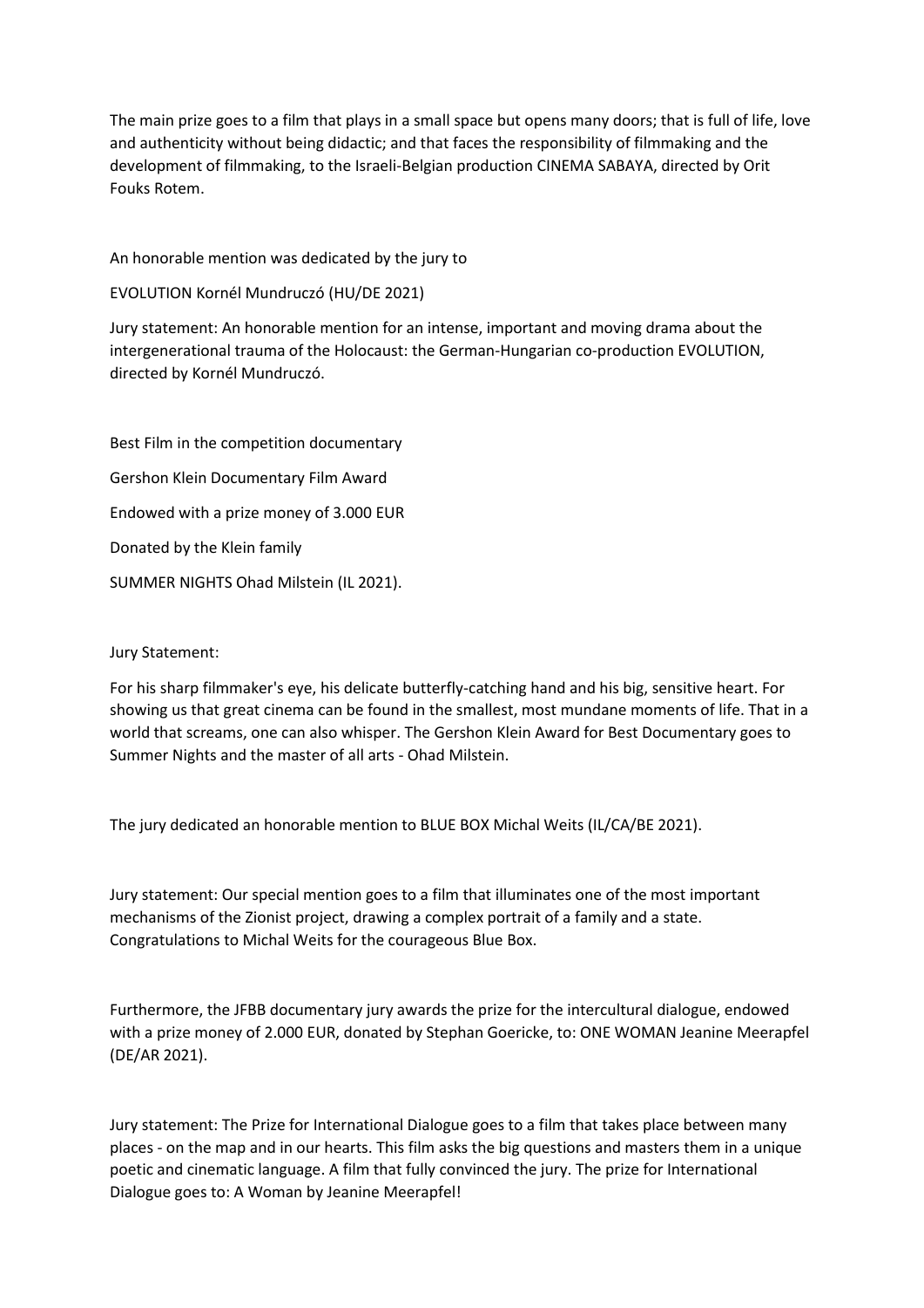The main prize goes to a film that plays in a small space but opens many doors; that is full of life, love and authenticity without being didactic; and that faces the responsibility of filmmaking and the development of filmmaking, to the Israeli-Belgian production CINEMA SABAYA, directed by Orit Fouks Rotem.

An honorable mention was dedicated by the jury to

EVOLUTION Kornél Mundruczó (HU/DE 2021)

Jury statement: An honorable mention for an intense, important and moving drama about the intergenerational trauma of the Holocaust: the German-Hungarian co-production EVOLUTION, directed by Kornél Mundruczó.

Best Film in the competition documentary

Gershon Klein Documentary Film Award

Endowed with a prize money of 3.000 EUR

Donated by the Klein family

SUMMER NIGHTS Ohad Milstein (IL 2021).

Jury Statement:

For his sharp filmmaker's eye, his delicate butterfly-catching hand and his big, sensitive heart. For showing us that great cinema can be found in the smallest, most mundane moments of life. That in a world that screams, one can also whisper. The Gershon Klein Award for Best Documentary goes to Summer Nights and the master of all arts - Ohad Milstein.

The jury dedicated an honorable mention to BLUE BOX Michal Weits (IL/CA/BE 2021).

Jury statement: Our special mention goes to a film that illuminates one of the most important mechanisms of the Zionist project, drawing a complex portrait of a family and a state. Congratulations to Michal Weits for the courageous Blue Box.

Furthermore, the JFBB documentary jury awards the prize for the intercultural dialogue, endowed with a prize money of 2.000 EUR, donated by Stephan Goericke, to: ONE WOMAN Jeanine Meerapfel (DE/AR 2021).

Jury statement: The Prize for International Dialogue goes to a film that takes place between many places - on the map and in our hearts. This film asks the big questions and masters them in a unique poetic and cinematic language. A film that fully convinced the jury. The prize for International Dialogue goes to: A Woman by Jeanine Meerapfel!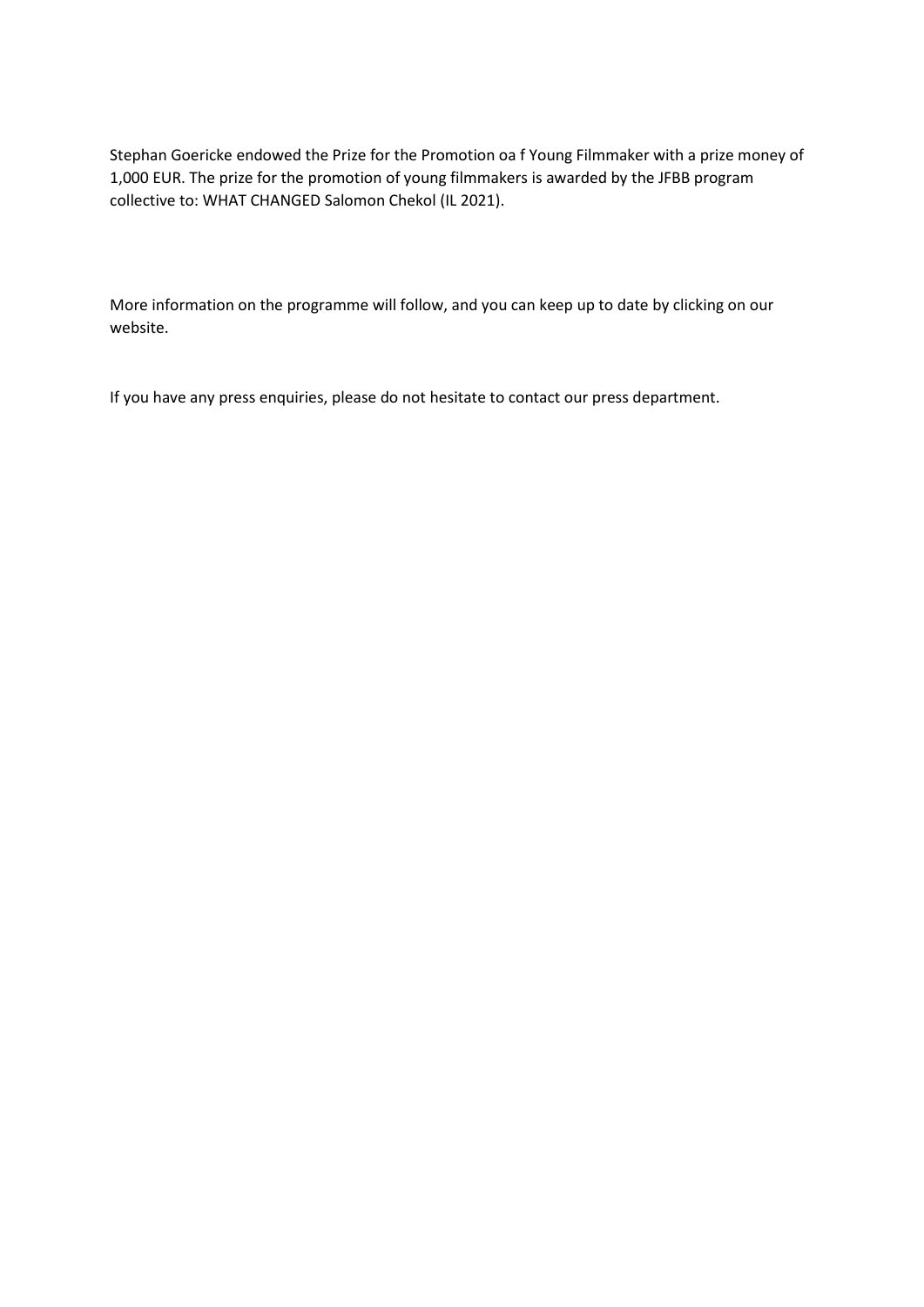Stephan Goericke endowed the Prize for the Promotion oa f Young Filmmaker with a prize money of 1,000 EUR. The prize for the promotion of young filmmakers is awarded by the JFBB program collective to: WHAT CHANGED Salomon Chekol (IL 2021).

More information on the programme will follow, and you can keep up to date by clicking on our website.

If you have any press enquiries, please do not hesitate to contact our press department.